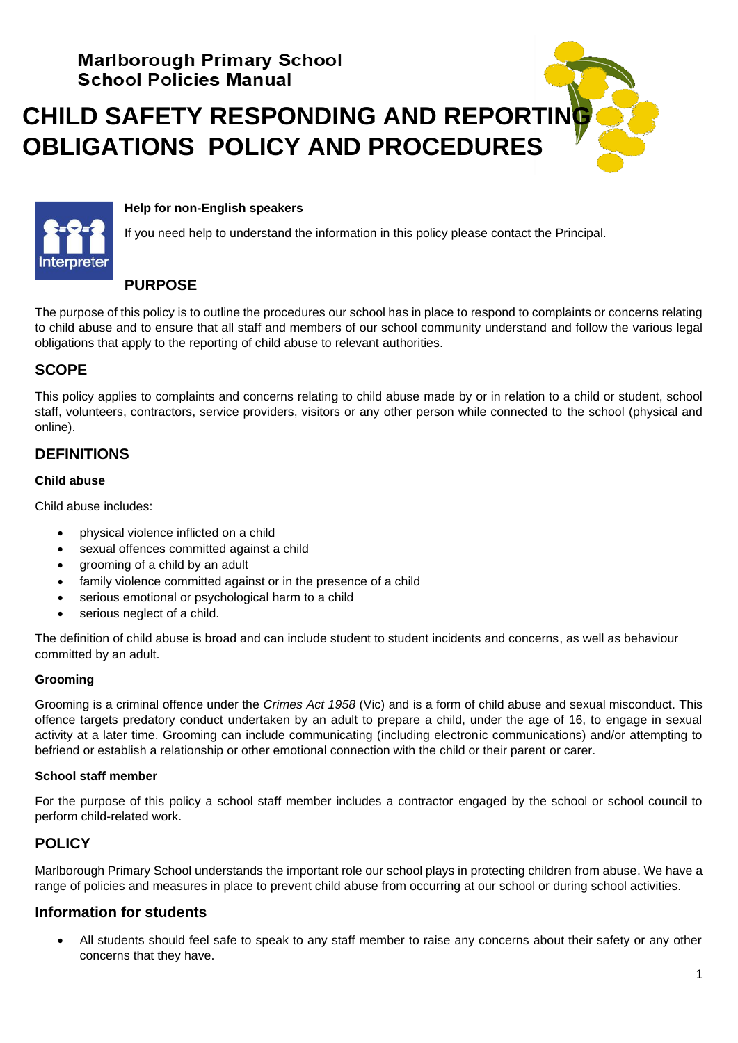**Marlborough Primary School**
**School Policies Manual**

# CHILD SAFETY RESPONDING AND REPORTING OBLIGATIONS POLICY AND PROCEDURES

**Help for non-English speakers**

If you need help to understand the information in this policy please contact the Principal.

## PURPOSE

The purpose of this policy is to outline the procedures our school has in place to respond to complaints or concerns relating to child abuse and to ensure that all staff and members of our school community understand and follow the various legal obligations that apply to the reporting of child abuse to relevant authorities.

## SCOPE

This policy applies to complaints and concerns relating to child abuse made by or in relation to a child or student, school staff, volunteers, contractors, service providers, visitors or any other person while connected to the school (physical and online).

## DEFINITIONS

### Child abuse

Child abuse includes:

- physical violence inflicted on a child
- sexual offences committed against a child
- grooming of a child by an adult
- family violence committed against or in the presence of a child
- serious emotional or psychological harm to a child
- serious neglect of a child.

The definition of child abuse is broad and can include student to student incidents and concerns, as well as behaviour committed by an adult.

### Grooming

Grooming is a criminal offence under the *Crimes Act 1958* (Vic) and is a form of child abuse and sexual misconduct. This offence targets predatory conduct undertaken by an adult to prepare a child, under the age of 16, to engage in sexual activity at a later time. Grooming can include communicating (including electronic communications) and/or attempting to befriend or establish a relationship or other emotional connection with the child or their parent or carer.

### School staff member

For the purpose of this policy a school staff member includes a contractor engaged by the school or school council to perform child-related work.

## POLICY

Marlborough Primary School understands the important role our school plays in protecting children from abuse. We have a range of policies and measures in place to prevent child abuse from occurring at our school or during school activities.

## Information for students

- All students should feel safe to speak to any staff member to raise any concerns about their safety or any other concerns that they have.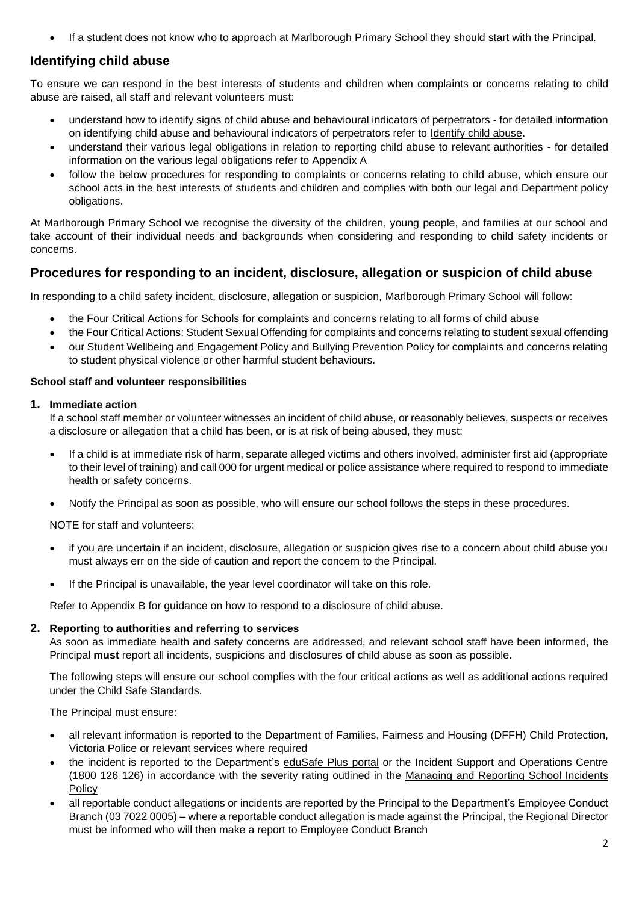- If a student does not know who to approach at Marlborough Primary School they should start with the Principal.

## Identifying child abuse

To ensure we can respond in the best interests of students and children when complaints or concerns relating to child abuse are raised, all staff and relevant volunteers must:

- understand how to identify signs of child abuse and behavioural indicators of perpetrators - for detailed information on identifying child abuse and behavioural indicators of perpetrators refer to Identify child abuse.
- understand their various legal obligations in relation to reporting child abuse to relevant authorities - for detailed information on the various legal obligations refer to Appendix A
- follow the below procedures for responding to complaints or concerns relating to child abuse, which ensure our school acts in the best interests of students and children and complies with both our legal and Department policy obligations.

At Marlborough Primary School we recognise the diversity of the children, young people, and families at our school and take account of their individual needs and backgrounds when considering and responding to child safety incidents or concerns.

## Procedures for responding to an incident, disclosure, allegation or suspicion of child abuse

In responding to a child safety incident, disclosure, allegation or suspicion, Marlborough Primary School will follow:

- the Four Critical Actions for Schools for complaints and concerns relating to all forms of child abuse
- the Four Critical Actions: Student Sexual Offending for complaints and concerns relating to student sexual offending
- our Student Wellbeing and Engagement Policy and Bullying Prevention Policy for complaints and concerns relating to student physical violence or other harmful student behaviours.

#### School staff and volunteer responsibilities

**1. Immediate action**

If a school staff member or volunteer witnesses an incident of child abuse, or reasonably believes, suspects or receives a disclosure or allegation that a child has been, or is at risk of being abused, they must:

- If a child is at immediate risk of harm, separate alleged victims and others involved, administer first aid (appropriate to their level of training) and call 000 for urgent medical or police assistance where required to respond to immediate health or safety concerns.
- Notify the Principal as soon as possible, who will ensure our school follows the steps in these procedures.

NOTE for staff and volunteers:

- if you are uncertain if an incident, disclosure, allegation or suspicion gives rise to a concern about child abuse you must always err on the side of caution and report the concern to the Principal.
- If the Principal is unavailable, the year level coordinator will take on this role.

Refer to Appendix B for guidance on how to respond to a disclosure of child abuse.

**2. Reporting to authorities and referring to services**

As soon as immediate health and safety concerns are addressed, and relevant school staff have been informed, the Principal **must** report all incidents, suspicions and disclosures of child abuse as soon as possible.

The following steps will ensure our school complies with the four critical actions as well as additional actions required under the Child Safe Standards.

The Principal must ensure:

- all relevant information is reported to the Department of Families, Fairness and Housing (DFFH) Child Protection, Victoria Police or relevant services where required
- the incident is reported to the Department's eduSafe Plus portal or the Incident Support and Operations Centre (1800 126 126) in accordance with the severity rating outlined in the Managing and Reporting School Incidents Policy
- all reportable conduct allegations or incidents are reported by the Principal to the Department's Employee Conduct Branch (03 7022 0005) – where a reportable conduct allegation is made against the Principal, the Regional Director must be informed who will then make a report to Employee Conduct Branch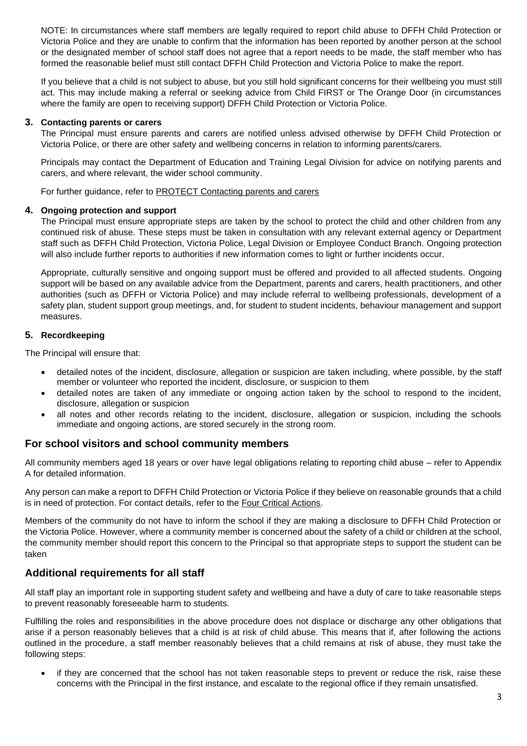NOTE: In circumstances where staff members are legally required to report child abuse to DFFH Child Protection or Victoria Police and they are unable to confirm that the information has been reported by another person at the school or the designated member of school staff does not agree that a report needs to be made, the staff member who has formed the reasonable belief must still contact DFFH Child Protection and Victoria Police to make the report.

If you believe that a child is not subject to abuse, but you still hold significant concerns for their wellbeing you must still act. This may include making a referral or seeking advice from Child FIRST or The Orange Door (in circumstances where the family are open to receiving support) DFFH Child Protection or Victoria Police.

**3. Contacting parents or carers**

The Principal must ensure parents and carers are notified unless advised otherwise by DFFH Child Protection or Victoria Police, or there are other safety and wellbeing concerns in relation to informing parents/carers.

Principals may contact the Department of Education and Training Legal Division for advice on notifying parents and carers, and where relevant, the wider school community.

For further guidance, refer to PROTECT Contacting parents and carers

**4. Ongoing protection and support**

The Principal must ensure appropriate steps are taken by the school to protect the child and other children from any continued risk of abuse. These steps must be taken in consultation with any relevant external agency or Department staff such as DFFH Child Protection, Victoria Police, Legal Division or Employee Conduct Branch. Ongoing protection will also include further reports to authorities if new information comes to light or further incidents occur.

Appropriate, culturally sensitive and ongoing support must be offered and provided to all affected students. Ongoing support will be based on any available advice from the Department, parents and carers, health practitioners, and other authorities (such as DFFH or Victoria Police) and may include referral to wellbeing professionals, development of a safety plan, student support group meetings, and, for student to student incidents, behaviour management and support measures.

**5. Recordkeeping**

The Principal will ensure that:

- detailed notes of the incident, disclosure, allegation or suspicion are taken including, where possible, by the staff member or volunteer who reported the incident, disclosure, or suspicion to them
- detailed notes are taken of any immediate or ongoing action taken by the school to respond to the incident, disclosure, allegation or suspicion
- all notes and other records relating to the incident, disclosure, allegation or suspicion, including the schools immediate and ongoing actions, are stored securely in the strong room.

## For school visitors and school community members

All community members aged 18 years or over have legal obligations relating to reporting child abuse – refer to Appendix A for detailed information.

Any person can make a report to DFFH Child Protection or Victoria Police if they believe on reasonable grounds that a child is in need of protection. For contact details, refer to the Four Critical Actions.

Members of the community do not have to inform the school if they are making a disclosure to DFFH Child Protection or the Victoria Police. However, where a community member is concerned about the safety of a child or children at the school, the community member should report this concern to the Principal so that appropriate steps to support the student can be taken

## Additional requirements for all staff

All staff play an important role in supporting student safety and wellbeing and have a duty of care to take reasonable steps to prevent reasonably foreseeable harm to students.

Fulfilling the roles and responsibilities in the above procedure does not displace or discharge any other obligations that arise if a person reasonably believes that a child is at risk of child abuse. This means that if, after following the actions outlined in the procedure, a staff member reasonably believes that a child remains at risk of abuse, they must take the following steps:

- if they are concerned that the school has not taken reasonable steps to prevent or reduce the risk, raise these concerns with the Principal in the first instance, and escalate to the regional office if they remain unsatisfied.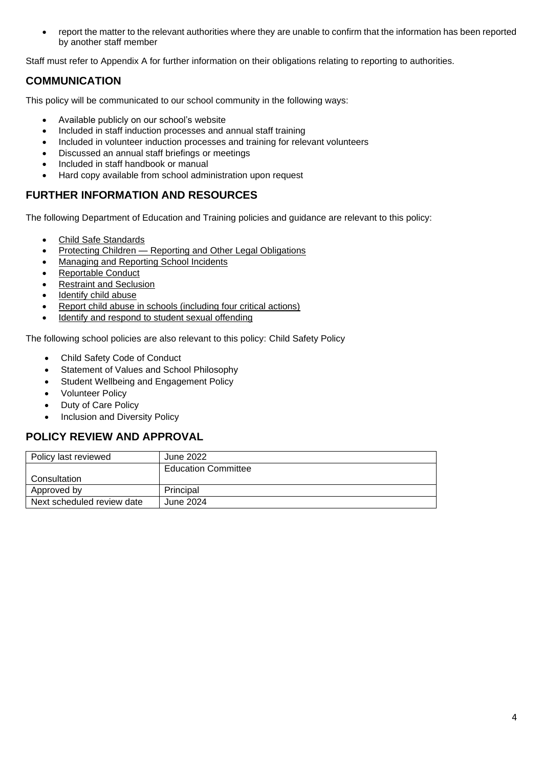- report the matter to the relevant authorities where they are unable to confirm that the information has been reported by another staff member

Staff must refer to Appendix A for further information on their obligations relating to reporting to authorities.

## COMMUNICATION

This policy will be communicated to our school community in the following ways:

- Available publicly on our school's website
- Included in staff induction processes and annual staff training
- Included in volunteer induction processes and training for relevant volunteers
- Discussed an annual staff briefings or meetings
- Included in staff handbook or manual
- Hard copy available from school administration upon request

## FURTHER INFORMATION AND RESOURCES

The following Department of Education and Training policies and guidance are relevant to this policy:

- Child Safe Standards
- Protecting Children — Reporting and Other Legal Obligations
- Managing and Reporting School Incidents
- Reportable Conduct
- Restraint and Seclusion
- Identify child abuse
- Report child abuse in schools (including four critical actions)
- Identify and respond to student sexual offending

The following school policies are also relevant to this policy: Child Safety Policy

- Child Safety Code of Conduct
- Statement of Values and School Philosophy
- Student Wellbeing and Engagement Policy
- Volunteer Policy
- Duty of Care Policy
- Inclusion and Diversity Policy

## POLICY REVIEW AND APPROVAL

| Policy last reviewed | June 2022 |
|---|---|
| Consultation | Education Committee |
| Approved by | Principal |
| Next scheduled review date | June 2024 |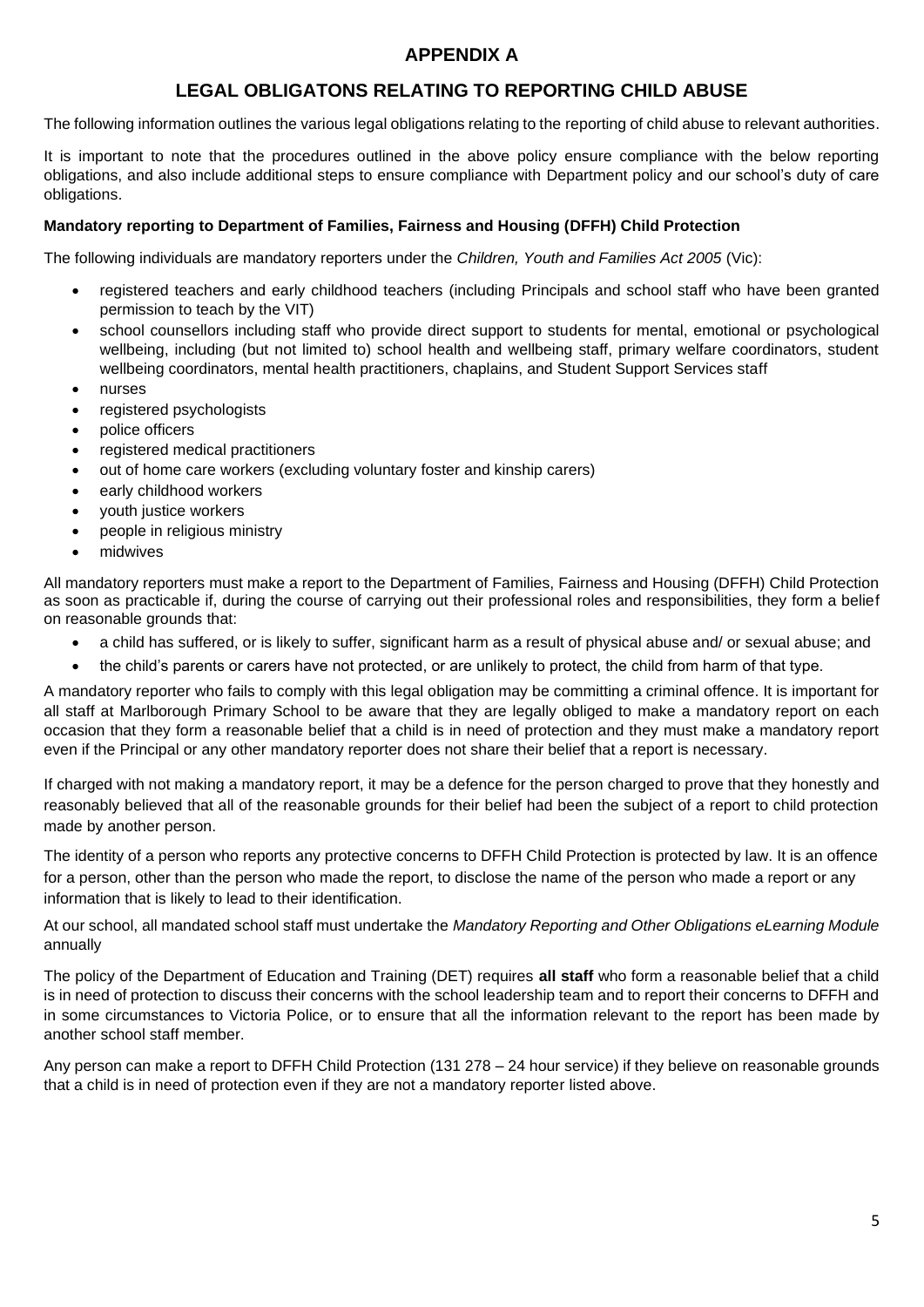# APPENDIX A

## LEGAL OBLIGATONS RELATING TO REPORTING CHILD ABUSE

The following information outlines the various legal obligations relating to the reporting of child abuse to relevant authorities.

It is important to note that the procedures outlined in the above policy ensure compliance with the below reporting obligations, and also include additional steps to ensure compliance with Department policy and our school's duty of care obligations.

**Mandatory reporting to Department of Families, Fairness and Housing (DFFH) Child Protection**

The following individuals are mandatory reporters under the *Children, Youth and Families Act 2005* (Vic):

- registered teachers and early childhood teachers (including Principals and school staff who have been granted permission to teach by the VIT)
- school counsellors including staff who provide direct support to students for mental, emotional or psychological wellbeing, including (but not limited to) school health and wellbeing staff, primary welfare coordinators, student wellbeing coordinators, mental health practitioners, chaplains, and Student Support Services staff
- nurses
- registered psychologists
- police officers
- registered medical practitioners
- out of home care workers (excluding voluntary foster and kinship carers)
- early childhood workers
- youth justice workers
- people in religious ministry
- midwives

All mandatory reporters must make a report to the Department of Families, Fairness and Housing (DFFH) Child Protection as soon as practicable if, during the course of carrying out their professional roles and responsibilities, they form a belief on reasonable grounds that:

- a child has suffered, or is likely to suffer, significant harm as a result of physical abuse and/ or sexual abuse; and
- the child's parents or carers have not protected, or are unlikely to protect, the child from harm of that type.

A mandatory reporter who fails to comply with this legal obligation may be committing a criminal offence. It is important for all staff at Marlborough Primary School to be aware that they are legally obliged to make a mandatory report on each occasion that they form a reasonable belief that a child is in need of protection and they must make a mandatory report even if the Principal or any other mandatory reporter does not share their belief that a report is necessary.

If charged with not making a mandatory report, it may be a defence for the person charged to prove that they honestly and reasonably believed that all of the reasonable grounds for their belief had been the subject of a report to child protection made by another person.

The identity of a person who reports any protective concerns to DFFH Child Protection is protected by law. It is an offence for a person, other than the person who made the report, to disclose the name of the person who made a report or any information that is likely to lead to their identification.

At our school, all mandated school staff must undertake the *Mandatory Reporting and Other Obligations eLearning Module* annually

The policy of the Department of Education and Training (DET) requires **all staff** who form a reasonable belief that a child is in need of protection to discuss their concerns with the school leadership team and to report their concerns to DFFH and in some circumstances to Victoria Police, or to ensure that all the information relevant to the report has been made by another school staff member.

Any person can make a report to DFFH Child Protection (131 278 – 24 hour service) if they believe on reasonable grounds that a child is in need of protection even if they are not a mandatory reporter listed above.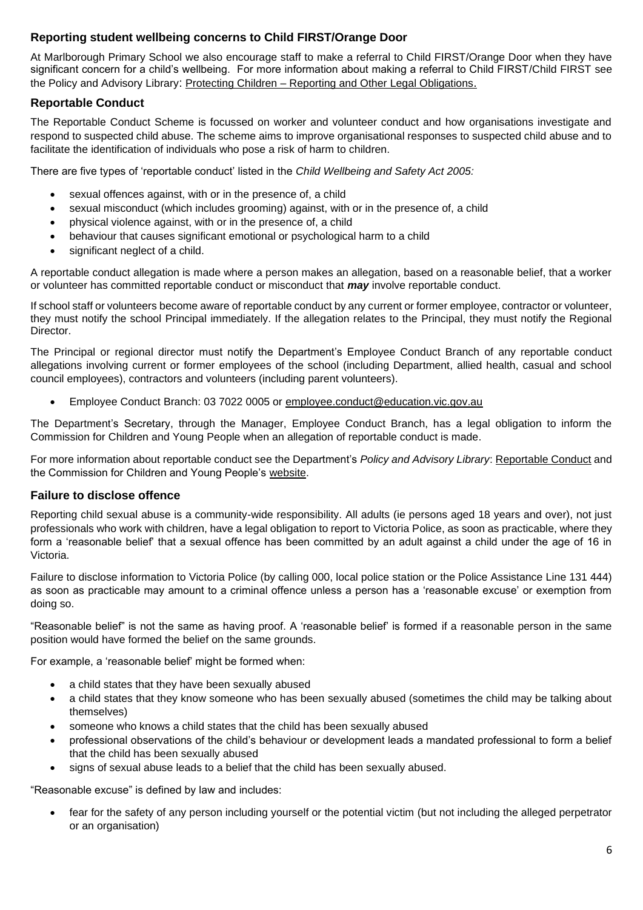### Reporting student wellbeing concerns to Child FIRST/Orange Door

At Marlborough Primary School we also encourage staff to make a referral to Child FIRST/Orange Door when they have significant concern for a child's wellbeing. For more information about making a referral to Child FIRST/Child FIRST see the Policy and Advisory Library: Protecting Children – Reporting and Other Legal Obligations.

### Reportable Conduct

The Reportable Conduct Scheme is focussed on worker and volunteer conduct and how organisations investigate and respond to suspected child abuse. The scheme aims to improve organisational responses to suspected child abuse and to facilitate the identification of individuals who pose a risk of harm to children.

There are five types of 'reportable conduct' listed in the *Child Wellbeing and Safety Act 2005:*

- sexual offences against, with or in the presence of, a child
- sexual misconduct (which includes grooming) against, with or in the presence of, a child
- physical violence against, with or in the presence of, a child
- behaviour that causes significant emotional or psychological harm to a child
- significant neglect of a child.

A reportable conduct allegation is made where a person makes an allegation, based on a reasonable belief, that a worker or volunteer has committed reportable conduct or misconduct that ***may*** involve reportable conduct.

If school staff or volunteers become aware of reportable conduct by any current or former employee, contractor or volunteer, they must notify the school Principal immediately. If the allegation relates to the Principal, they must notify the Regional Director.

The Principal or regional director must notify the Department's Employee Conduct Branch of any reportable conduct allegations involving current or former employees of the school (including Department, allied health, casual and school council employees), contractors and volunteers (including parent volunteers).

- Employee Conduct Branch: 03 7022 0005 or employee.conduct@education.vic.gov.au

The Department's Secretary, through the Manager, Employee Conduct Branch, has a legal obligation to inform the Commission for Children and Young People when an allegation of reportable conduct is made.

For more information about reportable conduct see the Department's *Policy and Advisory Library*: Reportable Conduct and the Commission for Children and Young People's website.

### Failure to disclose offence

Reporting child sexual abuse is a community-wide responsibility. All adults (ie persons aged 18 years and over), not just professionals who work with children, have a legal obligation to report to Victoria Police, as soon as practicable, where they form a 'reasonable belief' that a sexual offence has been committed by an adult against a child under the age of 16 in Victoria.

Failure to disclose information to Victoria Police (by calling 000, local police station or the Police Assistance Line 131 444) as soon as practicable may amount to a criminal offence unless a person has a 'reasonable excuse' or exemption from doing so.

"Reasonable belief" is not the same as having proof. A 'reasonable belief' is formed if a reasonable person in the same position would have formed the belief on the same grounds.

For example, a 'reasonable belief' might be formed when:

- a child states that they have been sexually abused
- a child states that they know someone who has been sexually abused (sometimes the child may be talking about themselves)
- someone who knows a child states that the child has been sexually abused
- professional observations of the child's behaviour or development leads a mandated professional to form a belief that the child has been sexually abused
- signs of sexual abuse leads to a belief that the child has been sexually abused.

"Reasonable excuse" is defined by law and includes:

- fear for the safety of any person including yourself or the potential victim (but not including the alleged perpetrator or an organisation)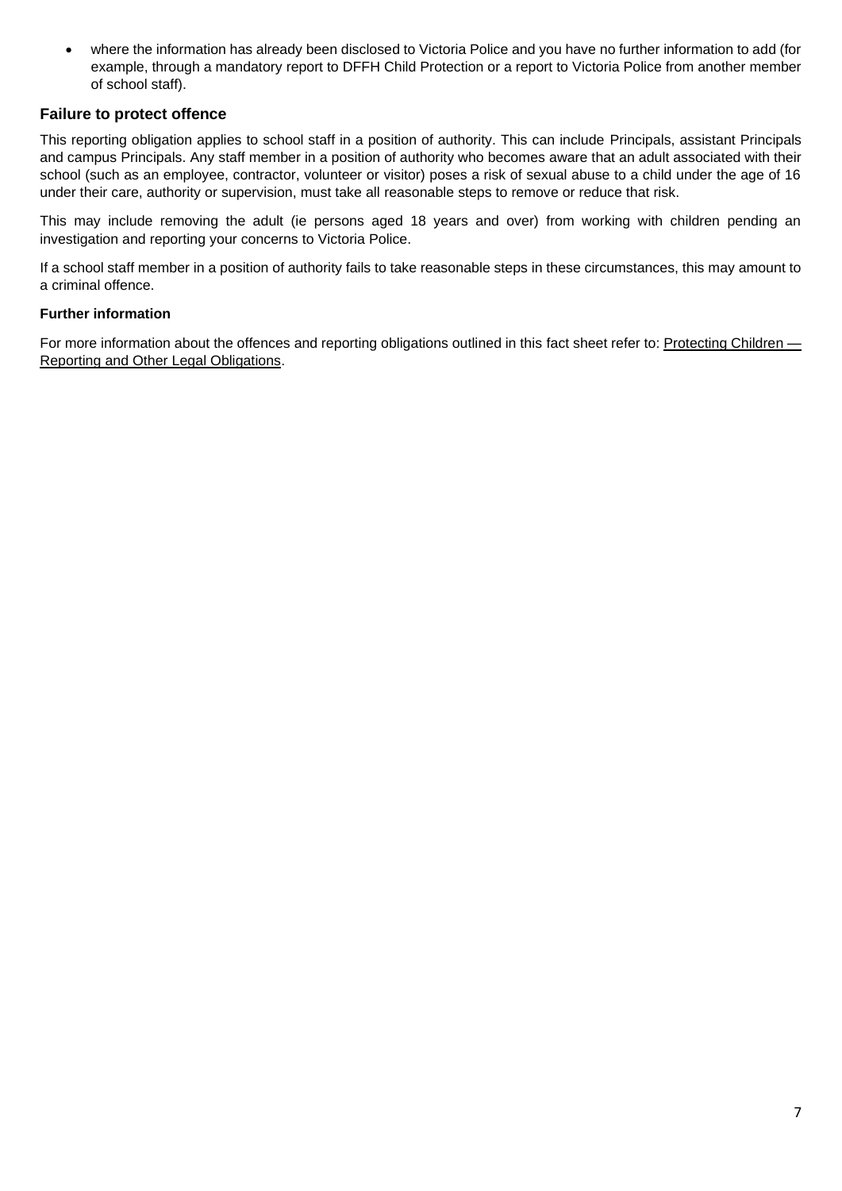- where the information has already been disclosed to Victoria Police and you have no further information to add (for example, through a mandatory report to DFFH Child Protection or a report to Victoria Police from another member of school staff).

## Failure to protect offence

This reporting obligation applies to school staff in a position of authority. This can include Principals, assistant Principals and campus Principals. Any staff member in a position of authority who becomes aware that an adult associated with their school (such as an employee, contractor, volunteer or visitor) poses a risk of sexual abuse to a child under the age of 16 under their care, authority or supervision, must take all reasonable steps to remove or reduce that risk.

This may include removing the adult (ie persons aged 18 years and over) from working with children pending an investigation and reporting your concerns to Victoria Police.

If a school staff member in a position of authority fails to take reasonable steps in these circumstances, this may amount to a criminal offence.

**Further information**

For more information about the offences and reporting obligations outlined in this fact sheet refer to: Protecting Children — Reporting and Other Legal Obligations.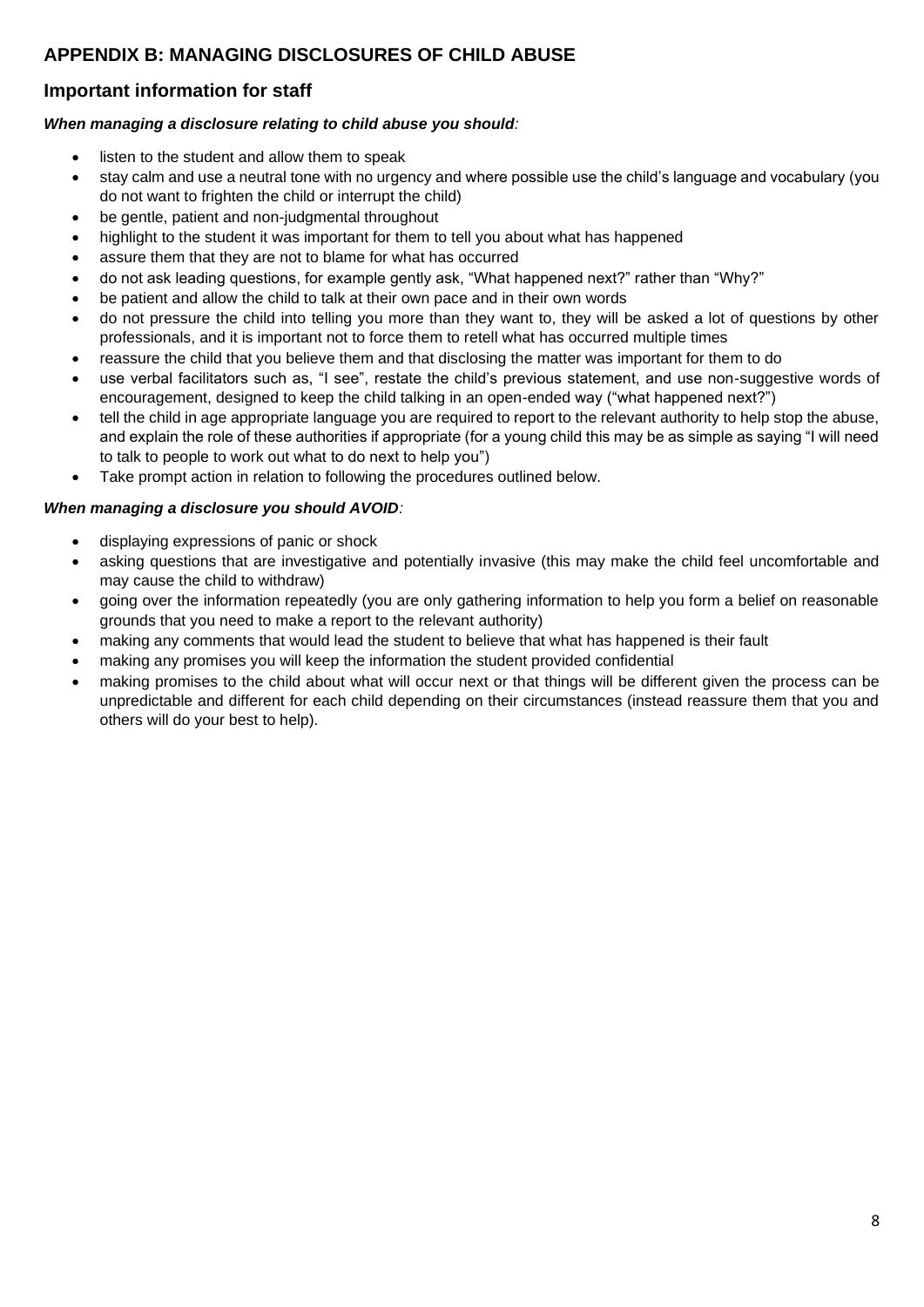## APPENDIX B: MANAGING DISCLOSURES OF CHILD ABUSE

### Important information for staff

***When managing a disclosure relating to child abuse you should:***

- listen to the student and allow them to speak
- stay calm and use a neutral tone with no urgency and where possible use the child's language and vocabulary (you do not want to frighten the child or interrupt the child)
- be gentle, patient and non-judgmental throughout
- highlight to the student it was important for them to tell you about what has happened
- assure them that they are not to blame for what has occurred
- do not ask leading questions, for example gently ask, "What happened next?" rather than "Why?"
- be patient and allow the child to talk at their own pace and in their own words
- do not pressure the child into telling you more than they want to, they will be asked a lot of questions by other professionals, and it is important not to force them to retell what has occurred multiple times
- reassure the child that you believe them and that disclosing the matter was important for them to do
- use verbal facilitators such as, "I see", restate the child's previous statement, and use non-suggestive words of encouragement, designed to keep the child talking in an open-ended way ("what happened next?")
- tell the child in age appropriate language you are required to report to the relevant authority to help stop the abuse, and explain the role of these authorities if appropriate (for a young child this may be as simple as saying "I will need to talk to people to work out what to do next to help you")
- Take prompt action in relation to following the procedures outlined below.

***When managing a disclosure you should AVOID:***

- displaying expressions of panic or shock
- asking questions that are investigative and potentially invasive (this may make the child feel uncomfortable and may cause the child to withdraw)
- going over the information repeatedly (you are only gathering information to help you form a belief on reasonable grounds that you need to make a report to the relevant authority)
- making any comments that would lead the student to believe that what has happened is their fault
- making any promises you will keep the information the student provided confidential
- making promises to the child about what will occur next or that things will be different given the process can be unpredictable and different for each child depending on their circumstances (instead reassure them that you and others will do your best to help).